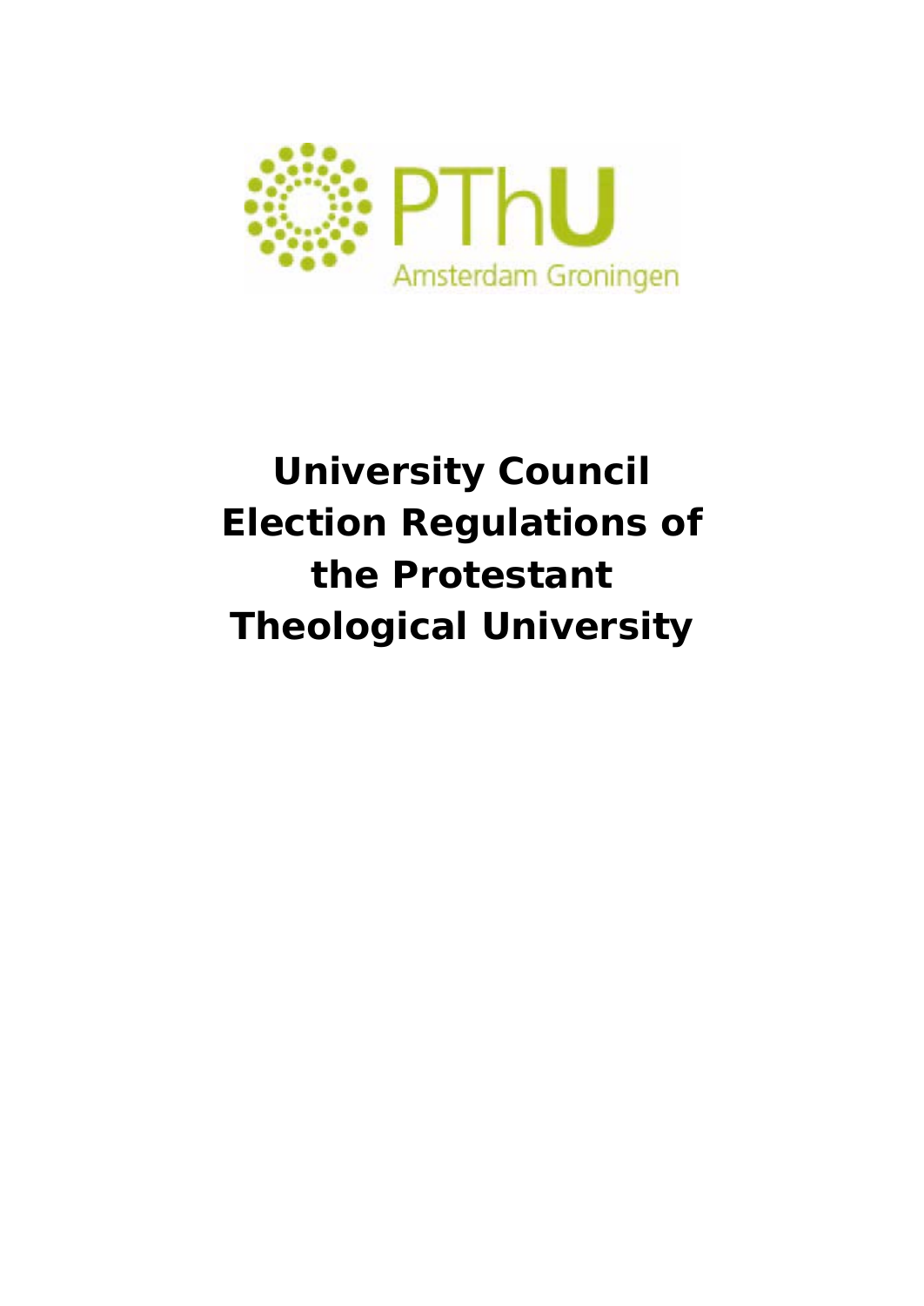PThU

Amsterdam Groningen

# University Council Election Regulations of the Protestant Theological University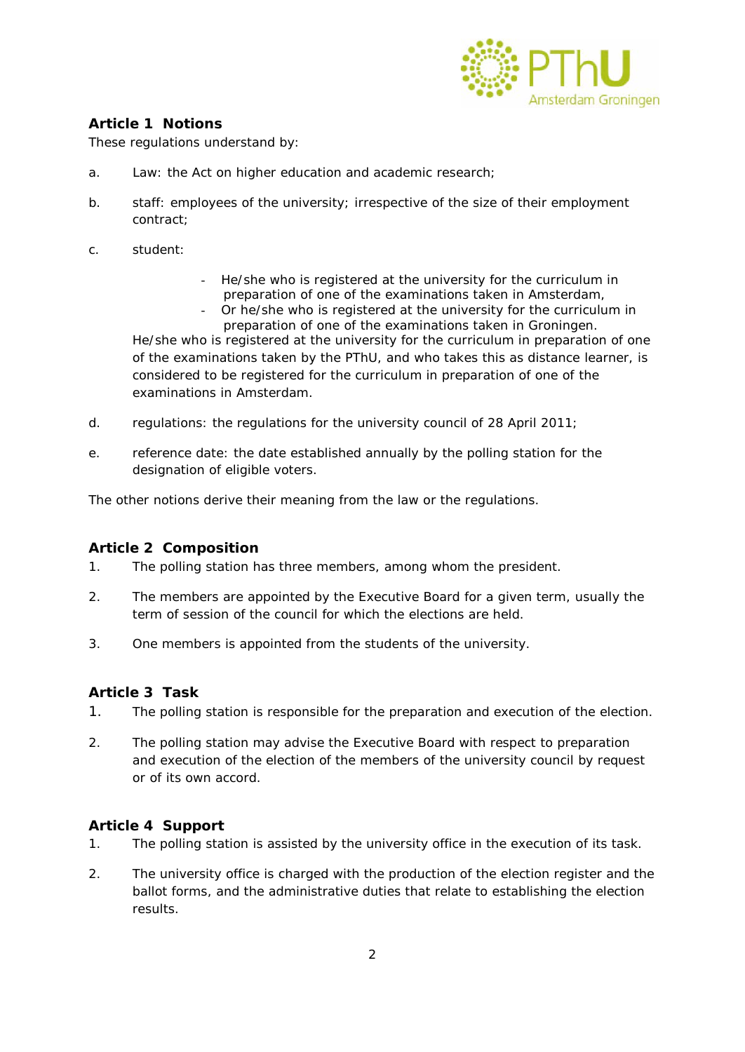## Article 1 Notions

These regulations understand by:

a. Law: the Act on higher education and academic research;

b. staff: employees of the university; irrespective of the size of their employment contract;

c. student:

- He/she who is registered at the university for the curriculum in preparation of one of the examinations taken in Amsterdam,
- Or he/she who is registered at the university for the curriculum in preparation of one of the examinations taken in Groningen.

He/she who is registered at the university for the curriculum in preparation of one of the examinations taken by the PThU, and who takes this as distance learner, is considered to be registered for the curriculum in preparation of one of the examinations in Amsterdam.

d. regulations: the regulations for the university council of 28 April 2011;

e. reference date: the date established annually by the polling station for the designation of eligible voters.

The other notions derive their meaning from the law or the regulations.

## Article 2 Composition

1. The polling station has three members, among whom the president.

2. The members are appointed by the Executive Board for a given term, usually the term of session of the council for which the elections are held.

3. One members is appointed from the students of the university.

## Article 3 Task

1. The polling station is responsible for the preparation and execution of the election.

2. The polling station may advise the Executive Board with respect to preparation and execution of the election of the members of the university council by request or of its own accord.

## Article 4 Support

1. The polling station is assisted by the university office in the execution of its task.

2. The university office is charged with the production of the election register and the ballot forms, and the administrative duties that relate to establishing the election results.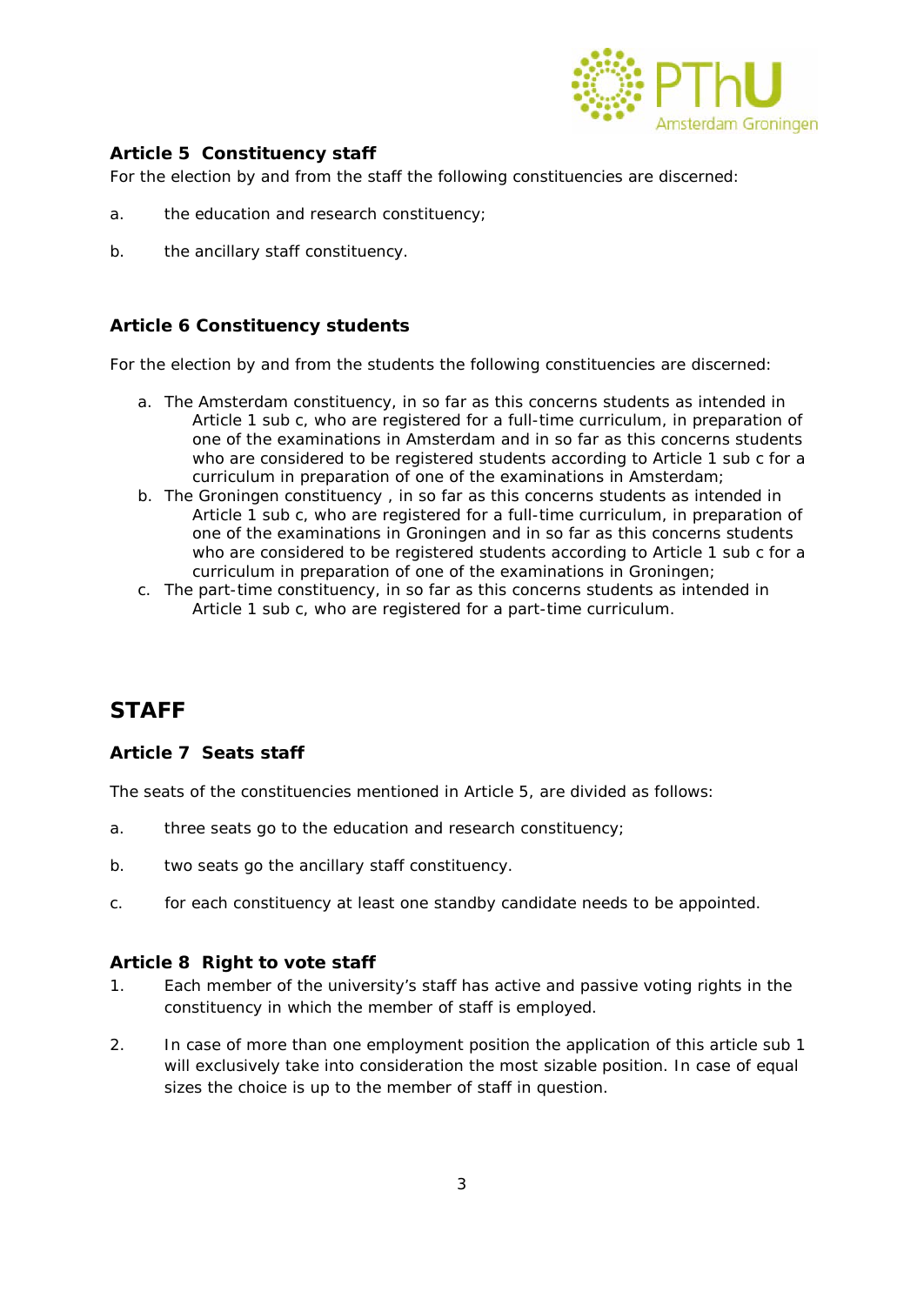### Article 5 Constituency staff

For the election by and from the staff the following constituencies are discerned:

a. the education and research constituency;

b. the ancillary staff constituency.

### Article 6 Constituency students

For the election by and from the students the following constituencies are discerned:

a. The Amsterdam constituency, in so far as this concerns students as intended in Article 1 sub c, who are registered for a full-time curriculum, in preparation of one of the examinations in Amsterdam and in so far as this concerns students who are considered to be registered students according to Article 1 sub c for a curriculum in preparation of one of the examinations in Amsterdam;
b. The Groningen constituency , in so far as this concerns students as intended in Article 1 sub c, who are registered for a full-time curriculum, in preparation of one of the examinations in Groningen and in so far as this concerns students who are considered to be registered students according to Article 1 sub c for a curriculum in preparation of one of the examinations in Groningen;
c. The part-time constituency, in so far as this concerns students as intended in Article 1 sub c, who are registered for a part-time curriculum.

## STAFF

### Article 7 Seats staff

The seats of the constituencies mentioned in Article 5, are divided as follows:

a. three seats go to the education and research constituency;

b. two seats go the ancillary staff constituency.

c. for each constituency at least one standby candidate needs to be appointed.

### Article 8 Right to vote staff

1. Each member of the university's staff has active and passive voting rights in the constituency in which the member of staff is employed.

2. In case of more than one employment position the application of this article sub 1 will exclusively take into consideration the most sizable position. In case of equal sizes the choice is up to the member of staff in question.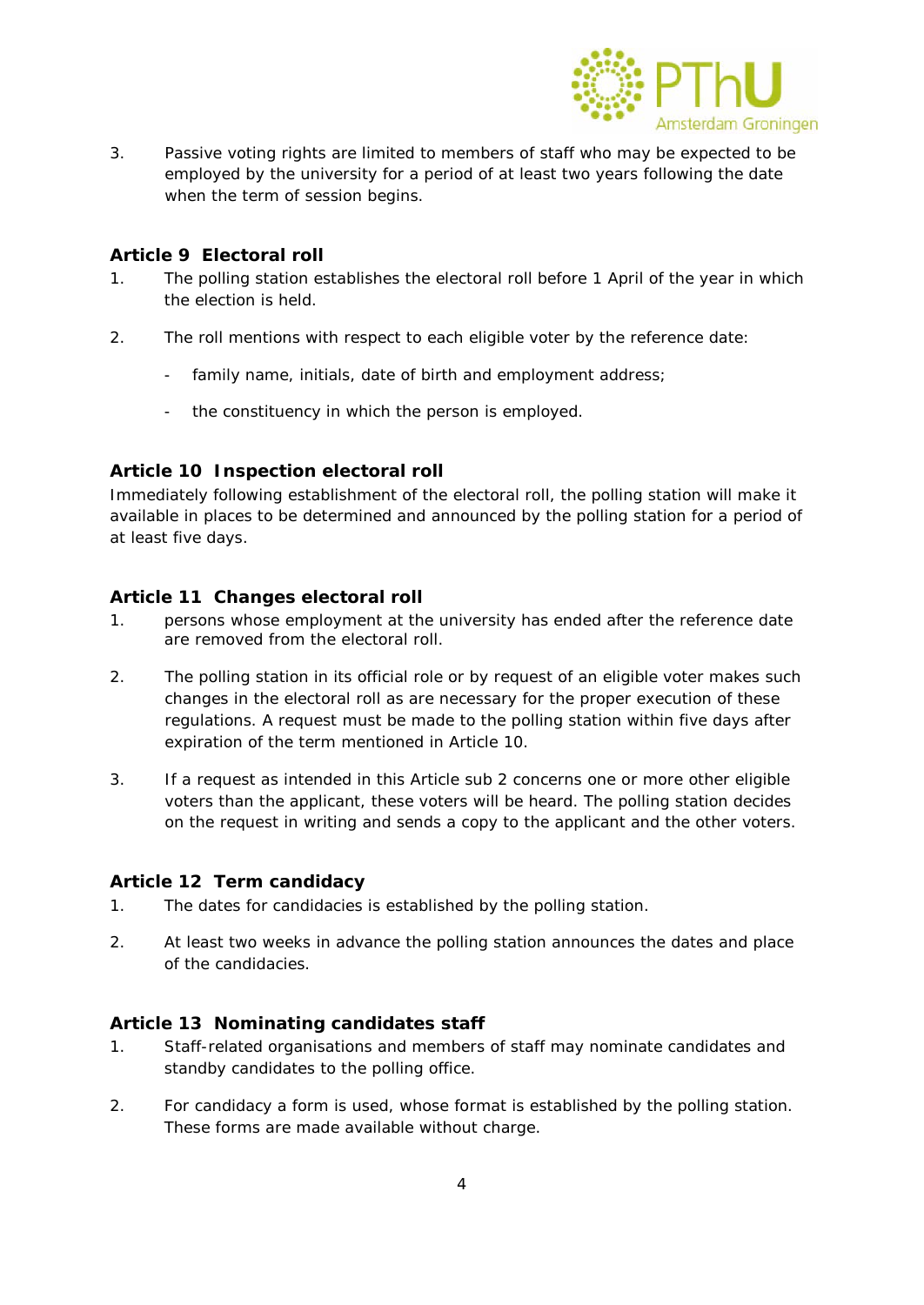3. Passive voting rights are limited to members of staff who may be expected to be employed by the university for a period of at least two years following the date when the term of session begins.

### Article 9 Electoral roll

1. The polling station establishes the electoral roll before 1 April of the year in which the election is held.

2. The roll mentions with respect to each eligible voter by the reference date:

   - family name, initials, date of birth and employment address;

   - the constituency in which the person is employed.

### Article 10 Inspection electoral roll

Immediately following establishment of the electoral roll, the polling station will make it available in places to be determined and announced by the polling station for a period of at least five days.

### Article 11 Changes electoral roll

1. persons whose employment at the university has ended after the reference date are removed from the electoral roll.

2. The polling station in its official role or by request of an eligible voter makes such changes in the electoral roll as are necessary for the proper execution of these regulations. A request must be made to the polling station within five days after expiration of the term mentioned in Article 10.

3. If a request as intended in this Article sub 2 concerns one or more other eligible voters than the applicant, these voters will be heard. The polling station decides on the request in writing and sends a copy to the applicant and the other voters.

### Article 12 Term candidacy

1. The dates for candidacies is established by the polling station.

2. At least two weeks in advance the polling station announces the dates and place of the candidacies.

### Article 13 Nominating candidates staff

1. Staff-related organisations and members of staff may nominate candidates and standby candidates to the polling office.

2. For candidacy a form is used, whose format is established by the polling station. These forms are made available without charge.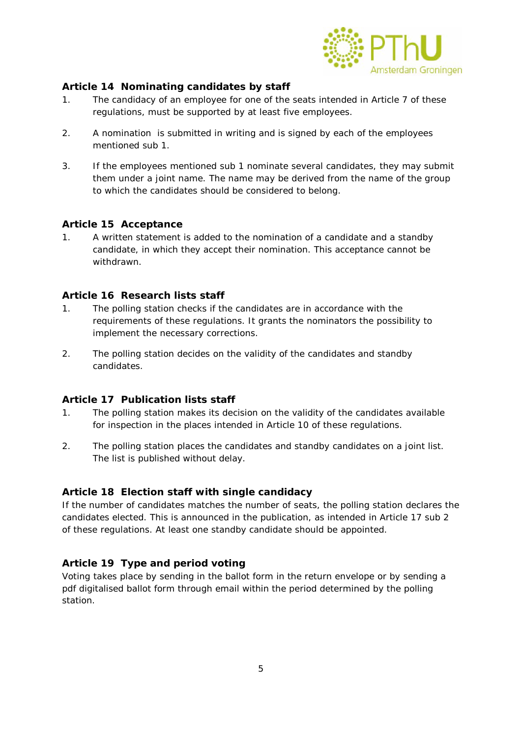### Article 14 Nominating candidates by staff

1. The candidacy of an employee for one of the seats intended in Article 7 of these regulations, must be supported by at least five employees.

2. A nomination is submitted in writing and is signed by each of the employees mentioned sub 1.

3. If the employees mentioned sub 1 nominate several candidates, they may submit them under a joint name. The name may be derived from the name of the group to which the candidates should be considered to belong.

### Article 15 Acceptance

1. A written statement is added to the nomination of a candidate and a standby candidate, in which they accept their nomination. This acceptance cannot be withdrawn.

### Article 16 Research lists staff

1. The polling station checks if the candidates are in accordance with the requirements of these regulations. It grants the nominators the possibility to implement the necessary corrections.

2. The polling station decides on the validity of the candidates and standby candidates.

### Article 17 Publication lists staff

1. The polling station makes its decision on the validity of the candidates available for inspection in the places intended in Article 10 of these regulations.

2. The polling station places the candidates and standby candidates on a joint list. The list is published without delay.

### Article 18 Election staff with single candidacy

If the number of candidates matches the number of seats, the polling station declares the candidates elected. This is announced in the publication, as intended in Article 17 sub 2 of these regulations. At least one standby candidate should be appointed.

### Article 19 Type and period voting

Voting takes place by sending in the ballot form in the return envelope or by sending a pdf digitalised ballot form through email within the period determined by the polling station.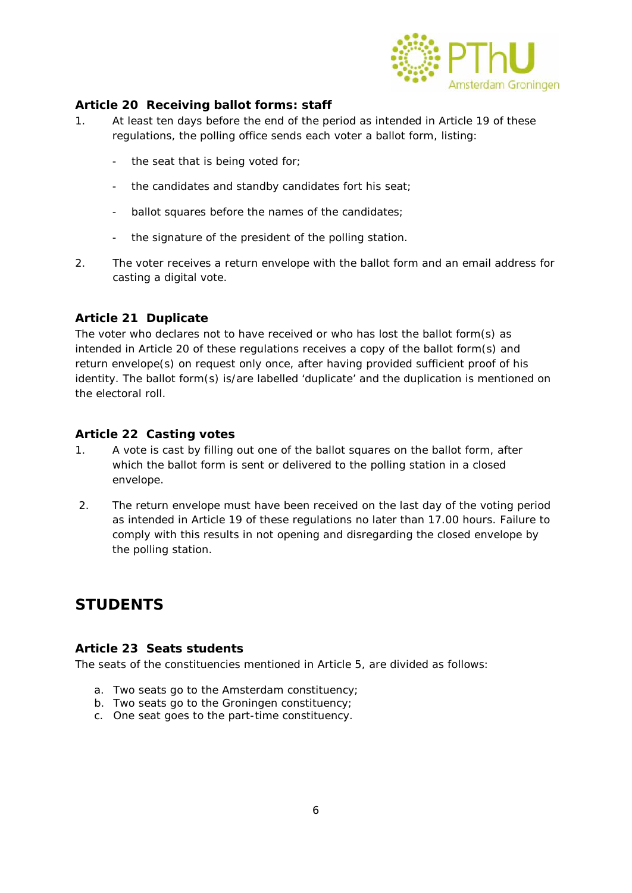### Article 20 Receiving ballot forms: staff

1. At least ten days before the end of the period as intended in Article 19 of these regulations, the polling office sends each voter a ballot form, listing:

   - the seat that is being voted for;
   - the candidates and standby candidates fort his seat;
   - ballot squares before the names of the candidates;
   - the signature of the president of the polling station.

2. The voter receives a return envelope with the ballot form and an email address for casting a digital vote.

### Article 21 Duplicate

The voter who declares not to have received or who has lost the ballot form(s) as intended in Article 20 of these regulations receives a copy of the ballot form(s) and return envelope(s) on request only once, after having provided sufficient proof of his identity. The ballot form(s) is/are labelled 'duplicate' and the duplication is mentioned on the electoral roll.

### Article 22 Casting votes

1. A vote is cast by filling out one of the ballot squares on the ballot form, after which the ballot form is sent or delivered to the polling station in a closed envelope.

2. The return envelope must have been received on the last day of the voting period as intended in Article 19 of these regulations no later than 17.00 hours. Failure to comply with this results in not opening and disregarding the closed envelope by the polling station.

## STUDENTS

### Article 23 Seats students

The seats of the constituencies mentioned in Article 5, are divided as follows:

a. Two seats go to the Amsterdam constituency;
b. Two seats go to the Groningen constituency;
c. One seat goes to the part-time constituency.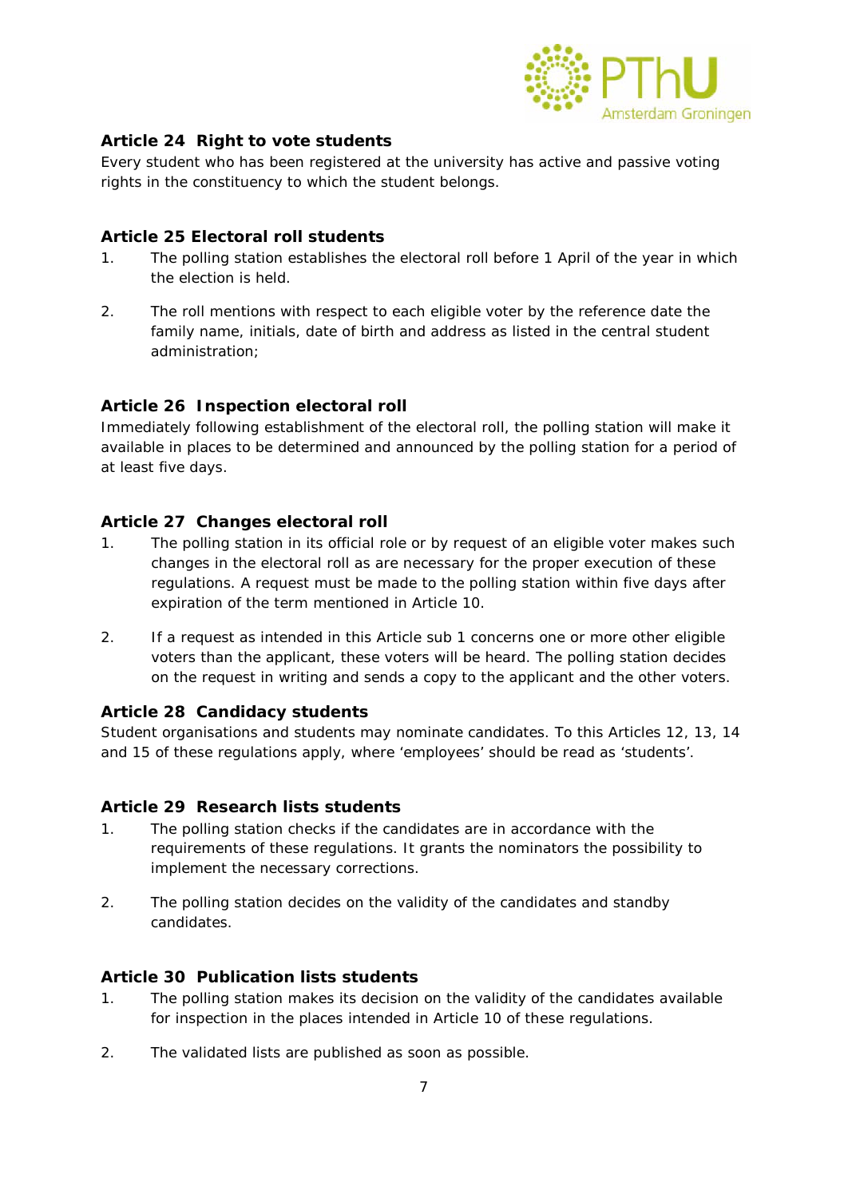### Article 24 Right to vote students

Every student who has been registered at the university has active and passive voting rights in the constituency to which the student belongs.

### Article 25 Electoral roll students

1. The polling station establishes the electoral roll before 1 April of the year in which the election is held.
2. The roll mentions with respect to each eligible voter by the reference date the family name, initials, date of birth and address as listed in the central student administration;

### Article 26 Inspection electoral roll

Immediately following establishment of the electoral roll, the polling station will make it available in places to be determined and announced by the polling station for a period of at least five days.

### Article 27 Changes electoral roll

1. The polling station in its official role or by request of an eligible voter makes such changes in the electoral roll as are necessary for the proper execution of these regulations. A request must be made to the polling station within five days after expiration of the term mentioned in Article 10.
2. If a request as intended in this Article sub 1 concerns one or more other eligible voters than the applicant, these voters will be heard. The polling station decides on the request in writing and sends a copy to the applicant and the other voters.

### Article 28 Candidacy students

Student organisations and students may nominate candidates. To this Articles 12, 13, 14 and 15 of these regulations apply, where 'employees' should be read as 'students'.

### Article 29 Research lists students

1. The polling station checks if the candidates are in accordance with the requirements of these regulations. It grants the nominators the possibility to implement the necessary corrections.
2. The polling station decides on the validity of the candidates and standby candidates.

### Article 30 Publication lists students

1. The polling station makes its decision on the validity of the candidates available for inspection in the places intended in Article 10 of these regulations.
2. The validated lists are published as soon as possible.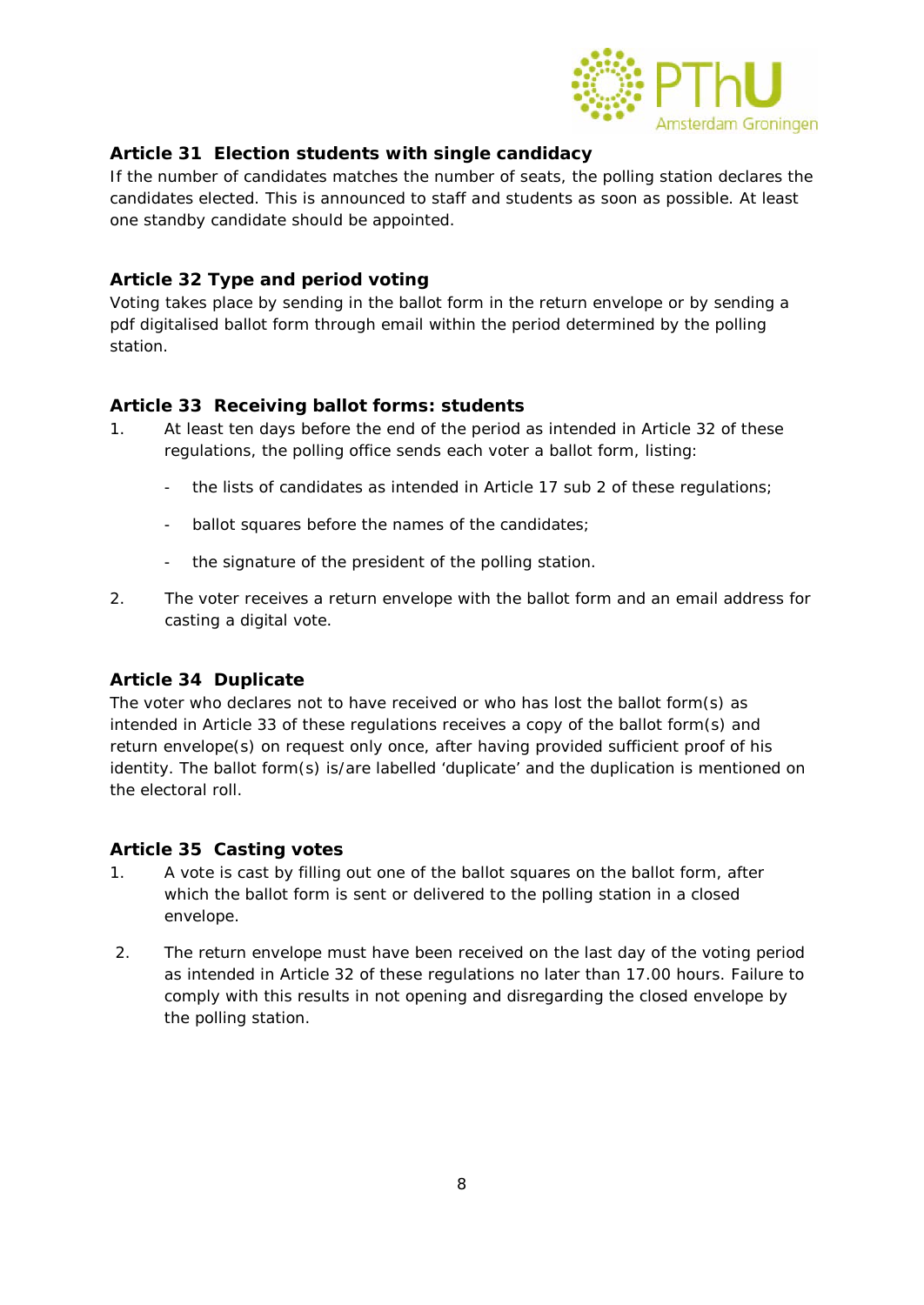### Article 31 Election students with single candidacy

If the number of candidates matches the number of seats, the polling station declares the candidates elected. This is announced to staff and students as soon as possible. At least one standby candidate should be appointed.

### Article 32 Type and period voting

Voting takes place by sending in the ballot form in the return envelope or by sending a pdf digitalised ballot form through email within the period determined by the polling station.

### Article 33 Receiving ballot forms: students

1. At least ten days before the end of the period as intended in Article 32 of these regulations, the polling office sends each voter a ballot form, listing:
   - the lists of candidates as intended in Article 17 sub 2 of these regulations;
   - ballot squares before the names of the candidates;
   - the signature of the president of the polling station.
2. The voter receives a return envelope with the ballot form and an email address for casting a digital vote.

### Article 34 Duplicate

The voter who declares not to have received or who has lost the ballot form(s) as intended in Article 33 of these regulations receives a copy of the ballot form(s) and return envelope(s) on request only once, after having provided sufficient proof of his identity. The ballot form(s) is/are labelled 'duplicate' and the duplication is mentioned on the electoral roll.

### Article 35 Casting votes

1. A vote is cast by filling out one of the ballot squares on the ballot form, after which the ballot form is sent or delivered to the polling station in a closed envelope.
2. The return envelope must have been received on the last day of the voting period as intended in Article 32 of these regulations no later than 17.00 hours. Failure to comply with this results in not opening and disregarding the closed envelope by the polling station.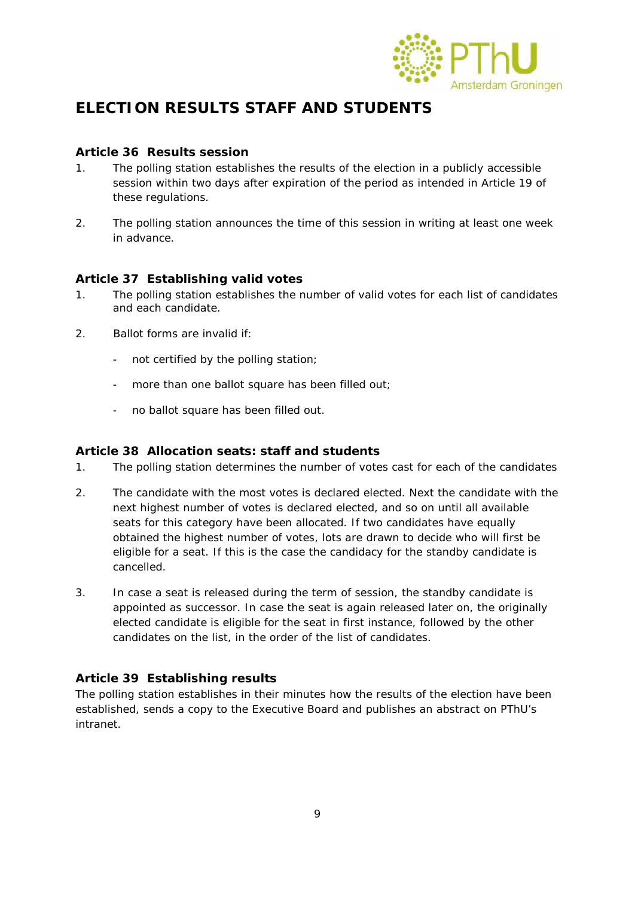# ELECTION RESULTS STAFF AND STUDENTS

### Article 36 Results session

1. The polling station establishes the results of the election in a publicly accessible session within two days after expiration of the period as intended in Article 19 of these regulations.

2. The polling station announces the time of this session in writing at least one week in advance.

### Article 37 Establishing valid votes

1. The polling station establishes the number of valid votes for each list of candidates and each candidate.

2. Ballot forms are invalid if:

   - not certified by the polling station;

   - more than one ballot square has been filled out;

   - no ballot square has been filled out.

### Article 38 Allocation seats: staff and students

1. The polling station determines the number of votes cast for each of the candidates

2. The candidate with the most votes is declared elected. Next the candidate with the next highest number of votes is declared elected, and so on until all available seats for this category have been allocated. If two candidates have equally obtained the highest number of votes, lots are drawn to decide who will first be eligible for a seat. If this is the case the candidacy for the standby candidate is cancelled.

3. In case a seat is released during the term of session, the standby candidate is appointed as successor. In case the seat is again released later on, the originally elected candidate is eligible for the seat in first instance, followed by the other candidates on the list, in the order of the list of candidates.

### Article 39 Establishing results

The polling station establishes in their minutes how the results of the election have been established, sends a copy to the Executive Board and publishes an abstract on PThU's intranet.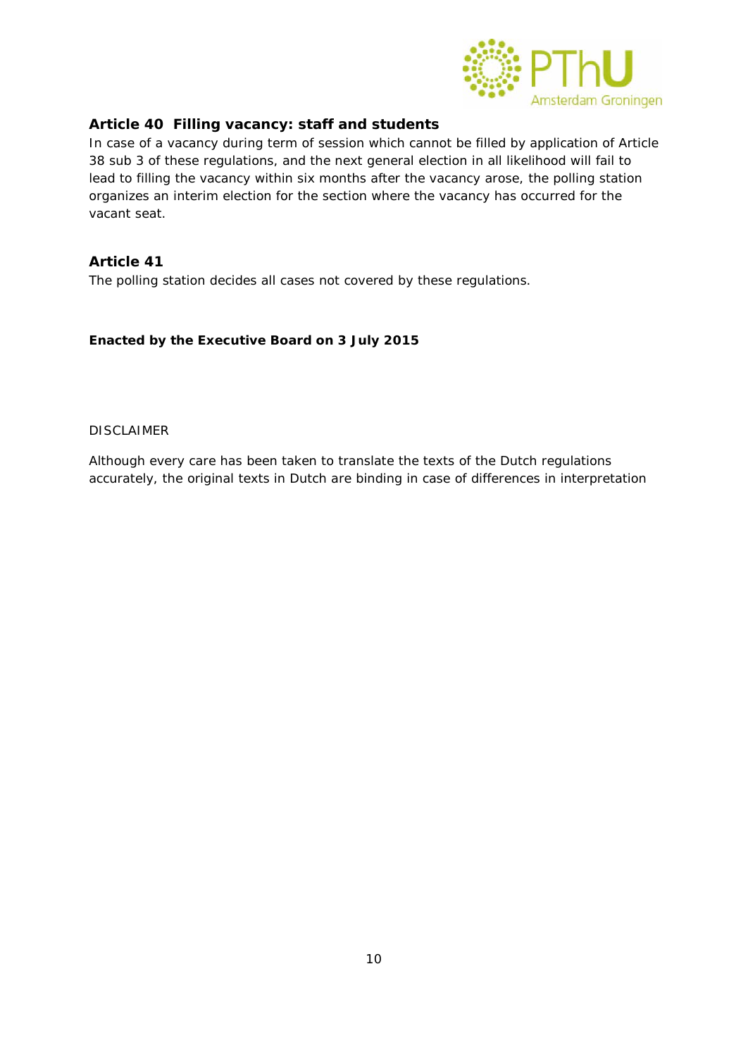### Article 40 Filling vacancy: staff and students

In case of a vacancy during term of session which cannot be filled by application of Article 38 sub 3 of these regulations, and the next general election in all likelihood will fail to lead to filling the vacancy within six months after the vacancy arose, the polling station organizes an interim election for the section where the vacancy has occurred for the vacant seat.

### Article 41

The polling station decides all cases not covered by these regulations.

**Enacted by the Executive Board on 3 July 2015**

DISCLAIMER

Although every care has been taken to translate the texts of the Dutch regulations accurately, the original texts in Dutch are binding in case of differences in interpretation